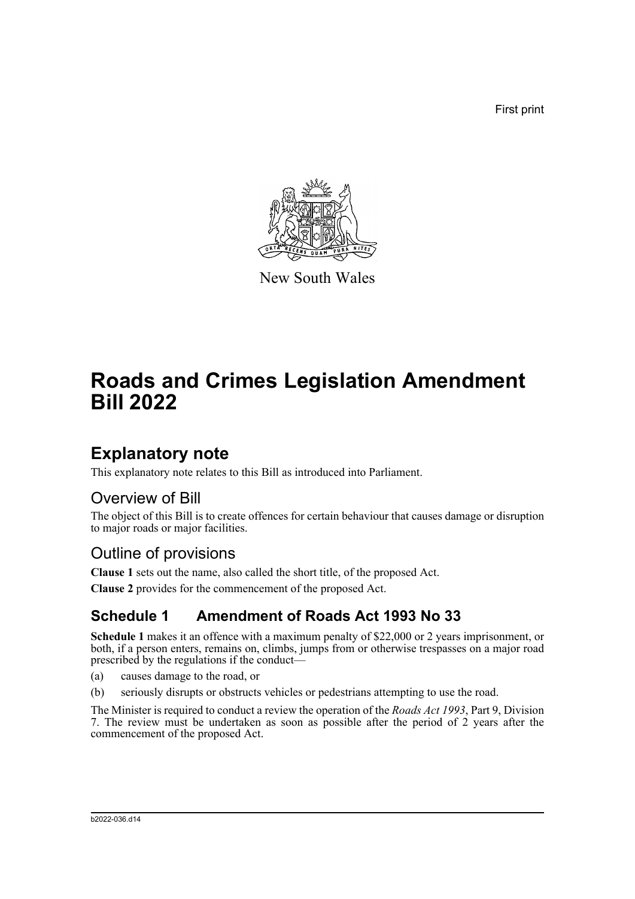First print

New South Wales

# Roads and Crimes Legislation Amendment Bill 2022

## Explanatory note

This explanatory note relates to this Bill as introduced into Parliament.

### Overview of Bill

The object of this Bill is to create offences for certain behaviour that causes damage or disruption to major roads or major facilities.

### Outline of provisions

**Clause 1** sets out the name, also called the short title, of the proposed Act.

**Clause 2** provides for the commencement of the proposed Act.

### Schedule 1 Amendment of Roads Act 1993 No 33

**Schedule 1** makes it an offence with a maximum penalty of $22,000 or 2 years imprisonment, or both, if a person enters, remains on, climbs, jumps from or otherwise trespasses on a major road prescribed by the regulations if the conduct—

(a) causes damage to the road, or

(b) seriously disrupts or obstructs vehicles or pedestrians attempting to use the road.

The Minister is required to conduct a review the operation of the *Roads Act 1993*, Part 9, Division 7. The review must be undertaken as soon as possible after the period of 2 years after the commencement of the proposed Act.

b2022-036.d14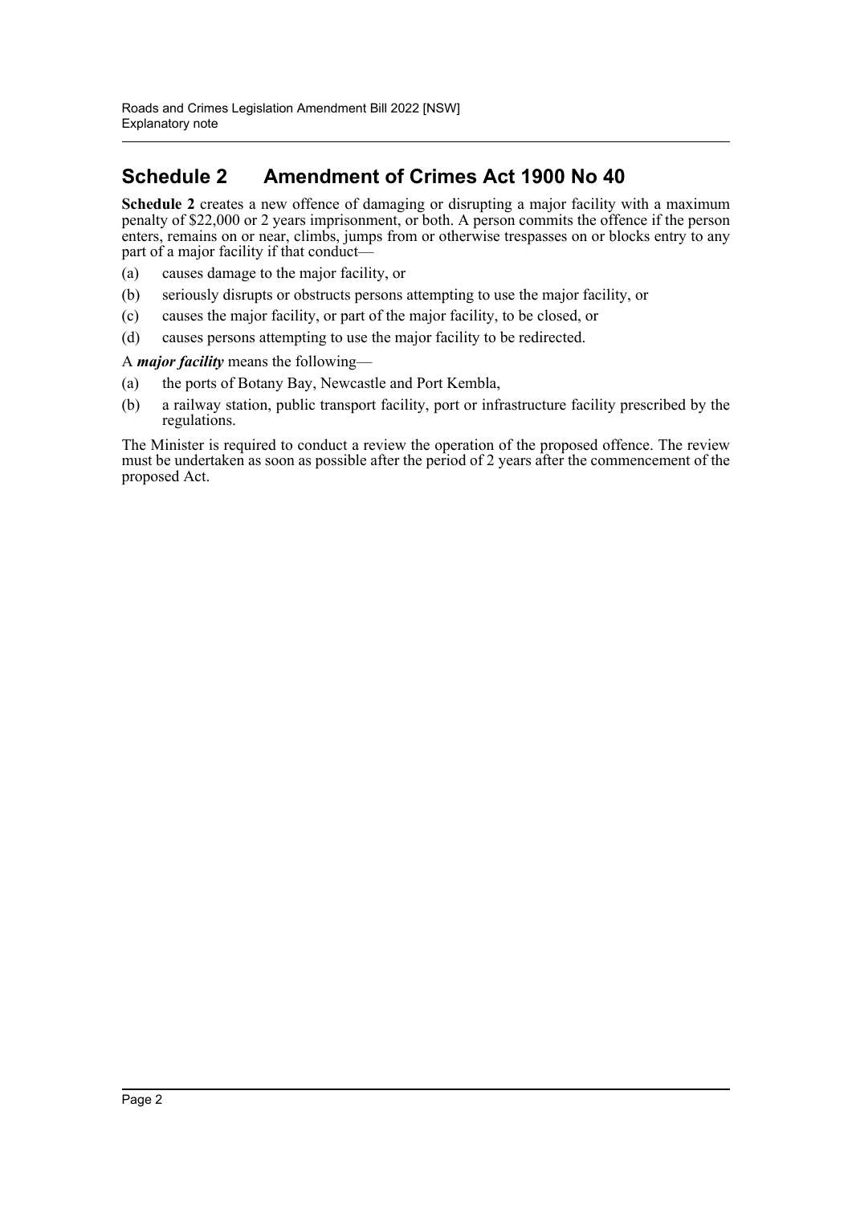## Schedule 2 Amendment of Crimes Act 1900 No 40

**Schedule 2** creates a new offence of damaging or disrupting a major facility with a maximum penalty of $22,000 or 2 years imprisonment, or both. A person commits the offence if the person enters, remains on or near, climbs, jumps from or otherwise trespasses on or blocks entry to any part of a major facility if that conduct—

(a) causes damage to the major facility, or

(b) seriously disrupts or obstructs persons attempting to use the major facility, or

(c) causes the major facility, or part of the major facility, to be closed, or

(d) causes persons attempting to use the major facility to be redirected.

A ***major facility*** means the following—

(a) the ports of Botany Bay, Newcastle and Port Kembla,

(b) a railway station, public transport facility, port or infrastructure facility prescribed by the regulations.

The Minister is required to conduct a review the operation of the proposed offence. The review must be undertaken as soon as possible after the period of 2 years after the commencement of the proposed Act.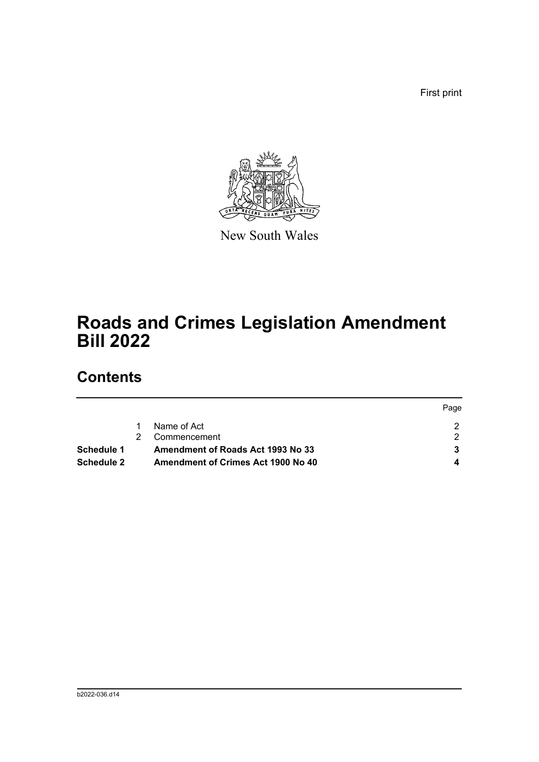First print

New South Wales

# Roads and Crimes Legislation Amendment Bill 2022

## Contents

| | | | Page |
|---|---|---|---|
| | 1 | Name of Act | 2 |
| | 2 | Commencement | 2 |
| **Schedule 1** | | **Amendment of Roads Act 1993 No 33** | **3** |
| **Schedule 2** | | **Amendment of Crimes Act 1900 No 40** | **4** |

b2022-036.d14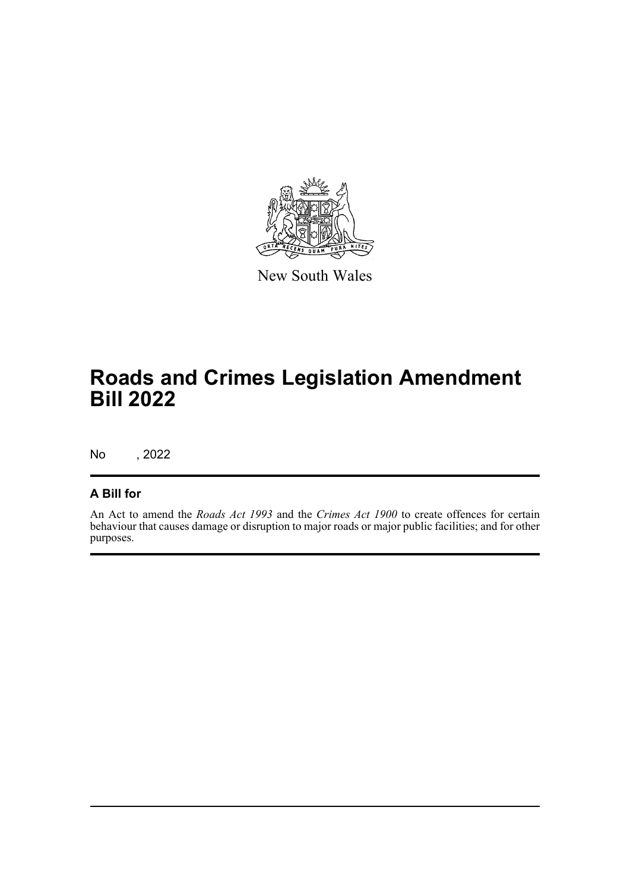New South Wales

# Roads and Crimes Legislation Amendment Bill 2022

No , 2022

## A Bill for

An Act to amend the *Roads Act 1993* and the *Crimes Act 1900* to create offences for certain behaviour that causes damage or disruption to major roads or major public facilities; and for other purposes.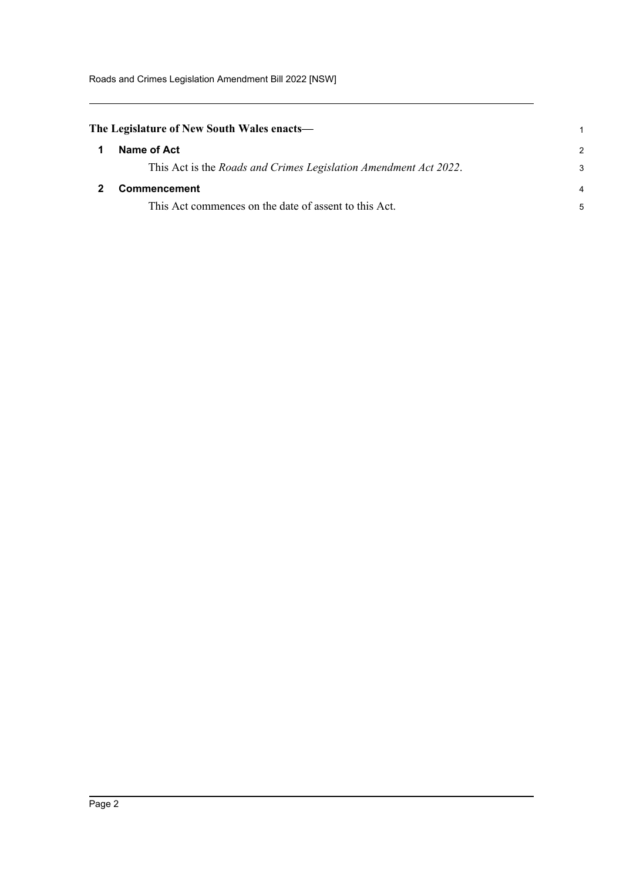**The Legislature of New South Wales enacts—**

## 1 Name of Act

This Act is the *Roads and Crimes Legislation Amendment Act 2022*.

## 2 Commencement

This Act commences on the date of assent to this Act.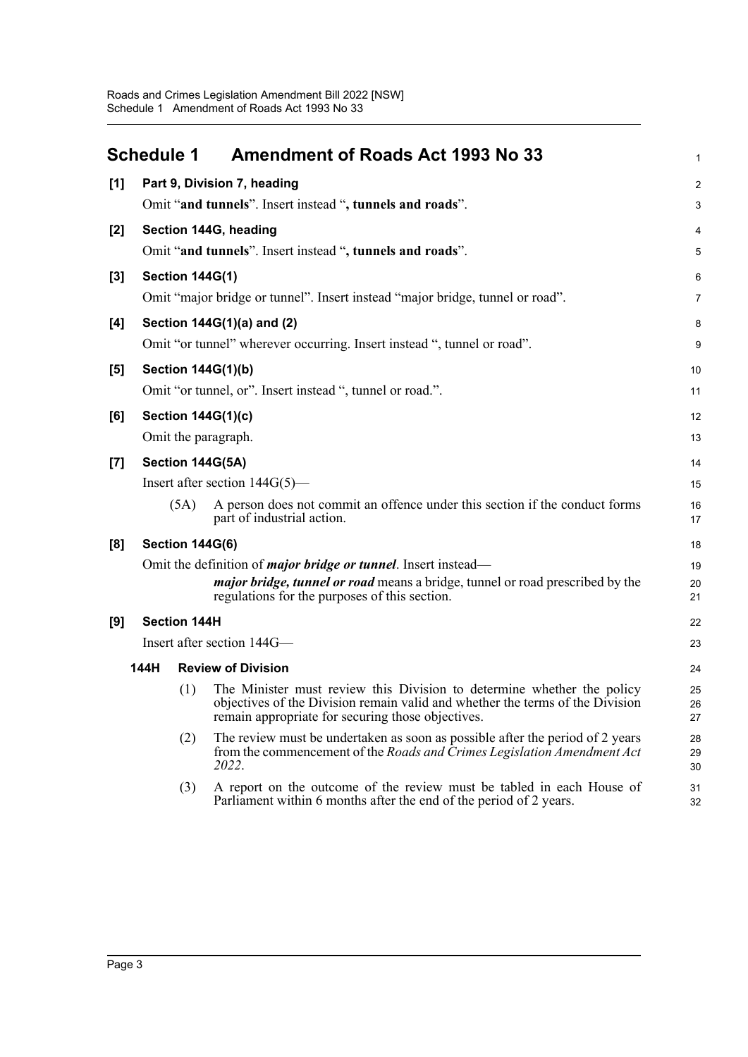# Schedule 1 Amendment of Roads Act 1993 No 33

**[1] Part 9, Division 7, heading**

Omit "**and tunnels**". Insert instead "**, tunnels and roads**".

**[2] Section 144G, heading**

Omit "**and tunnels**". Insert instead "**, tunnels and roads**".

**[3] Section 144G(1)**

Omit "major bridge or tunnel". Insert instead "major bridge, tunnel or road".

**[4] Section 144G(1)(a) and (2)**

Omit "or tunnel" wherever occurring. Insert instead ", tunnel or road".

**[5] Section 144G(1)(b)**

Omit "or tunnel, or". Insert instead ", tunnel or road.".

**[6] Section 144G(1)(c)**

Omit the paragraph.

**[7] Section 144G(5A)**

Insert after section 144G(5)—

(5A) A person does not commit an offence under this section if the conduct forms part of industrial action.

**[8] Section 144G(6)**

Omit the definition of ***major bridge or tunnel***. Insert instead—

***major bridge, tunnel or road*** means a bridge, tunnel or road prescribed by the regulations for the purposes of this section.

**[9] Section 144H**

Insert after section 144G—

**144H Review of Division**

(1) The Minister must review this Division to determine whether the policy objectives of the Division remain valid and whether the terms of the Division remain appropriate for securing those objectives.

(2) The review must be undertaken as soon as possible after the period of 2 years from the commencement of the *Roads and Crimes Legislation Amendment Act 2022*.

(3) A report on the outcome of the review must be tabled in each House of Parliament within 6 months after the end of the period of 2 years.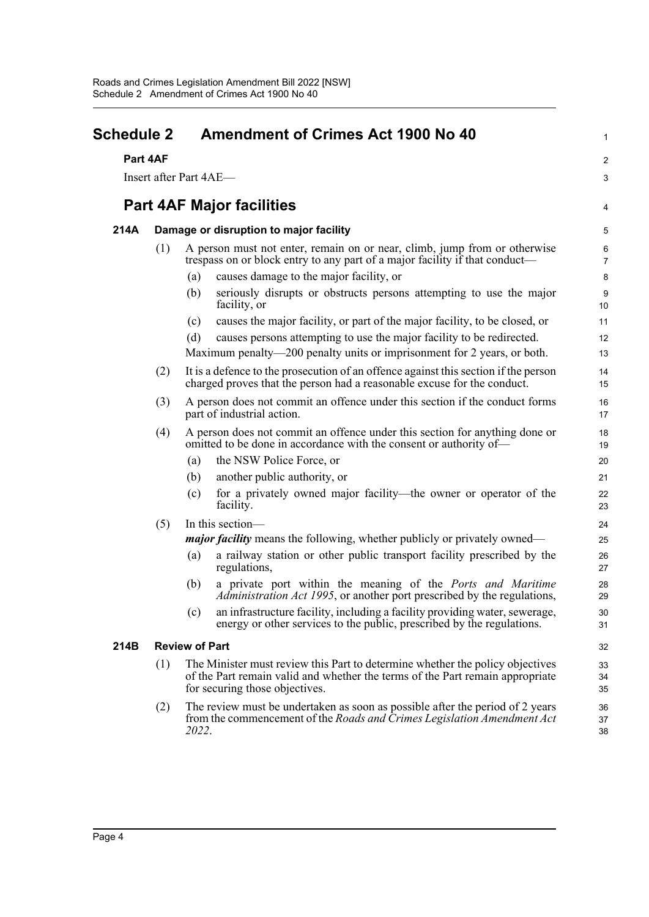# Schedule 2 Amendment of Crimes Act 1900 No 40

**Part 4AF**

Insert after Part 4AE—

## Part 4AF Major facilities

### 214A Damage or disruption to major facility

(1) A person must not enter, remain on or near, climb, jump from or otherwise trespass on or block entry to any part of a major facility if that conduct—

(a) causes damage to the major facility, or

(b) seriously disrupts or obstructs persons attempting to use the major facility, or

(c) causes the major facility, or part of the major facility, to be closed, or

(d) causes persons attempting to use the major facility to be redirected.

Maximum penalty—200 penalty units or imprisonment for 2 years, or both.

(2) It is a defence to the prosecution of an offence against this section if the person charged proves that the person had a reasonable excuse for the conduct.

(3) A person does not commit an offence under this section if the conduct forms part of industrial action.

(4) A person does not commit an offence under this section for anything done or omitted to be done in accordance with the consent or authority of—

(a) the NSW Police Force, or

(b) another public authority, or

(c) for a privately owned major facility—the owner or operator of the facility.

(5) In this section—

***major facility*** means the following, whether publicly or privately owned—

(a) a railway station or other public transport facility prescribed by the regulations,

(b) a private port within the meaning of the *Ports and Maritime Administration Act 1995*, or another port prescribed by the regulations,

(c) an infrastructure facility, including a facility providing water, sewerage, energy or other services to the public, prescribed by the regulations.

### 214B Review of Part

(1) The Minister must review this Part to determine whether the policy objectives of the Part remain valid and whether the terms of the Part remain appropriate for securing those objectives.

(2) The review must be undertaken as soon as possible after the period of 2 years from the commencement of the *Roads and Crimes Legislation Amendment Act 2022*.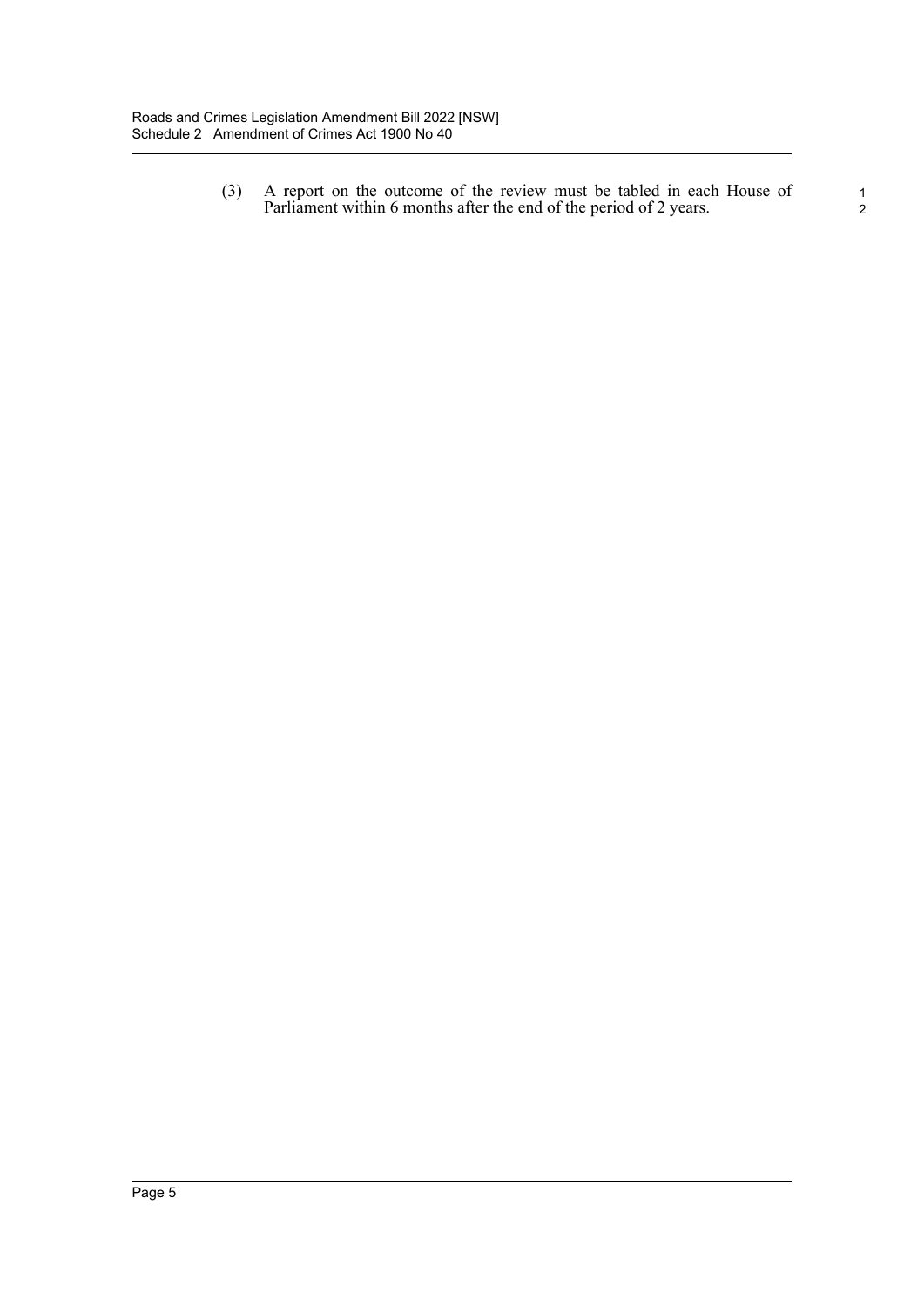(3) A report on the outcome of the review must be tabled in each House of Parliament within 6 months after the end of the period of 2 years.